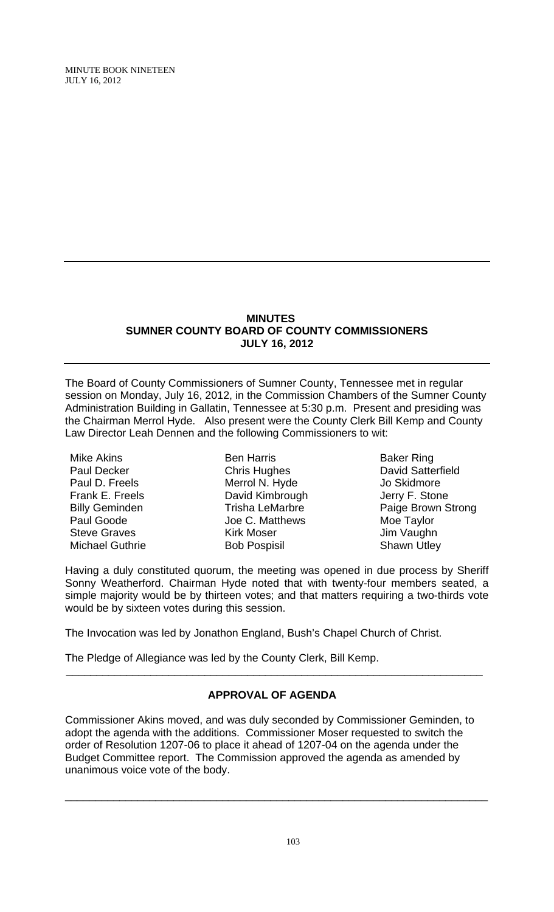# MINUTES
## SUMNER COUNTY BOARD OF COUNTY COMMISSIONERS
## JULY 16, 2012

The Board of County Commissioners of Sumner County, Tennessee met in regular session on Monday, July 16, 2012, in the Commission Chambers of the Sumner County Administration Building in Gallatin, Tennessee at 5:30 p.m. Present and presiding was the Chairman Merrol Hyde. Also present were the County Clerk Bill Kemp and County Law Director Leah Dennen and the following Commissioners to wit:

| | | |
|---|---|---|
| Mike Akins | Ben Harris | Baker Ring |
| Paul Decker | Chris Hughes | David Satterfield |
| Paul D. Freels | Merrol N. Hyde | Jo Skidmore |
| Frank E. Freels | David Kimbrough | Jerry F. Stone |
| Billy Geminden | Trisha LeMarbre | Paige Brown Strong |
| Paul Goode | Joe C. Matthews | Moe Taylor |
| Steve Graves | Kirk Moser | Jim Vaughn |
| Michael Guthrie | Bob Pospisil | Shawn Utley |

Having a duly constituted quorum, the meeting was opened in due process by Sheriff Sonny Weatherford. Chairman Hyde noted that with twenty-four members seated, a simple majority would be by thirteen votes; and that matters requiring a two-thirds vote would be by sixteen votes during this session.

The Invocation was led by Jonathon England, Bush's Chapel Church of Christ.

The Pledge of Allegiance was led by the County Clerk, Bill Kemp.

---

### APPROVAL OF AGENDA

Commissioner Akins moved, and was duly seconded by Commissioner Geminden, to adopt the agenda with the additions. Commissioner Moser requested to switch the order of Resolution 1207-06 to place it ahead of 1207-04 on the agenda under the Budget Committee report. The Commission approved the agenda as amended by unanimous voice vote of the body.

---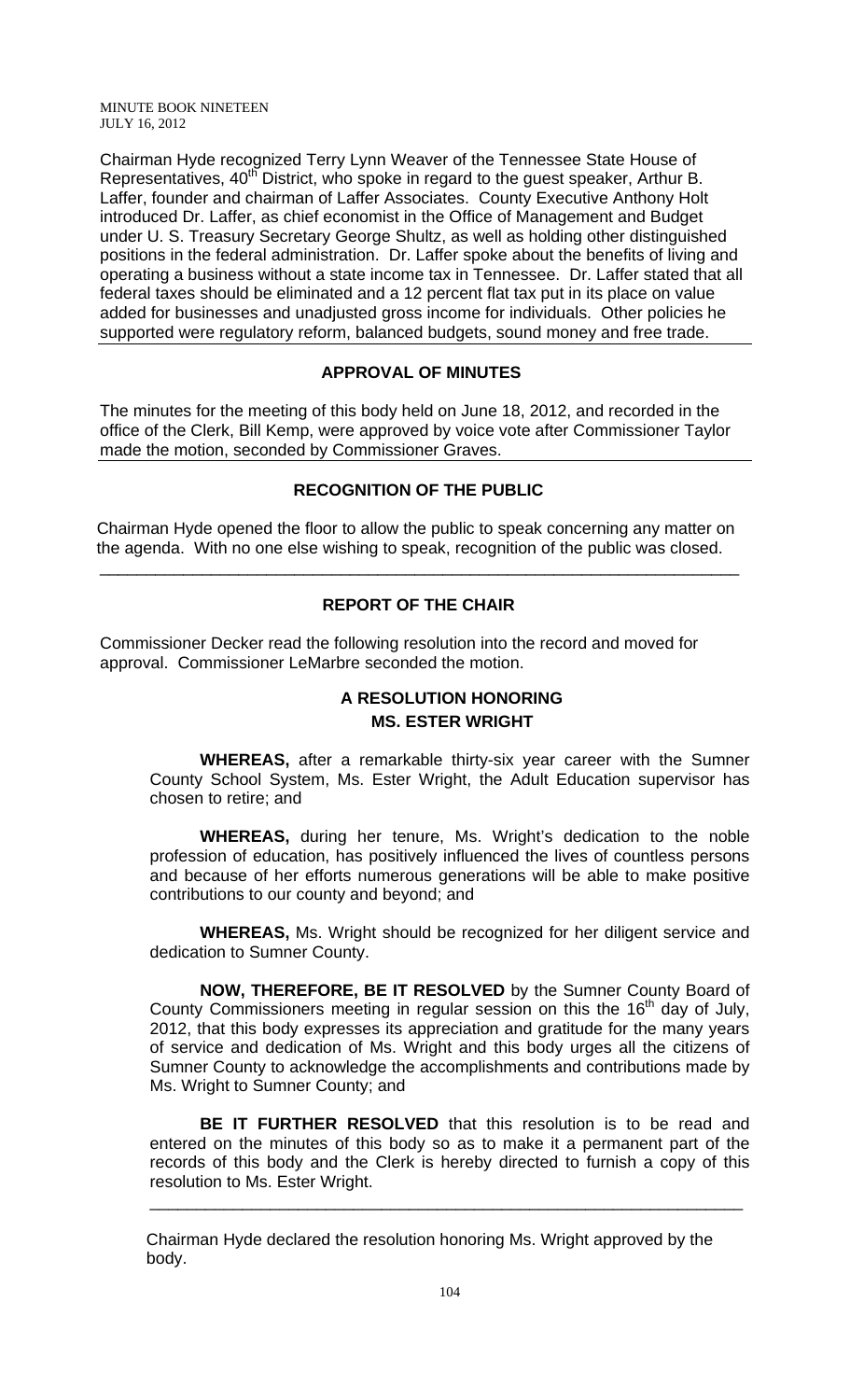Chairman Hyde recognized Terry Lynn Weaver of the Tennessee State House of Representatives, 40th District, who spoke in regard to the guest speaker, Arthur B. Laffer, founder and chairman of Laffer Associates. County Executive Anthony Holt introduced Dr. Laffer, as chief economist in the Office of Management and Budget under U. S. Treasury Secretary George Shultz, as well as holding other distinguished positions in the federal administration. Dr. Laffer spoke about the benefits of living and operating a business without a state income tax in Tennessee. Dr. Laffer stated that all federal taxes should be eliminated and a 12 percent flat tax put in its place on value added for businesses and unadjusted gross income for individuals. Other policies he supported were regulatory reform, balanced budgets, sound money and free trade.

## APPROVAL OF MINUTES

The minutes for the meeting of this body held on June 18, 2012, and recorded in the office of the Clerk, Bill Kemp, were approved by voice vote after Commissioner Taylor made the motion, seconded by Commissioner Graves.

## RECOGNITION OF THE PUBLIC

Chairman Hyde opened the floor to allow the public to speak concerning any matter on the agenda. With no one else wishing to speak, recognition of the public was closed.

---

## REPORT OF THE CHAIR

Commissioner Decker read the following resolution into the record and moved for approval. Commissioner LeMarbre seconded the motion.

### A RESOLUTION HONORING MS. ESTER WRIGHT

**WHEREAS,** after a remarkable thirty-six year career with the Sumner County School System, Ms. Ester Wright, the Adult Education supervisor has chosen to retire; and

**WHEREAS,** during her tenure, Ms. Wright's dedication to the noble profession of education, has positively influenced the lives of countless persons and because of her efforts numerous generations will be able to make positive contributions to our county and beyond; and

**WHEREAS,** Ms. Wright should be recognized for her diligent service and dedication to Sumner County.

**NOW, THEREFORE, BE IT RESOLVED** by the Sumner County Board of County Commissioners meeting in regular session on this the 16th day of July, 2012, that this body expresses its appreciation and gratitude for the many years of service and dedication of Ms. Wright and this body urges all the citizens of Sumner County to acknowledge the accomplishments and contributions made by Ms. Wright to Sumner County; and

**BE IT FURTHER RESOLVED** that this resolution is to be read and entered on the minutes of this body so as to make it a permanent part of the records of this body and the Clerk is hereby directed to furnish a copy of this resolution to Ms. Ester Wright.

---

Chairman Hyde declared the resolution honoring Ms. Wright approved by the body.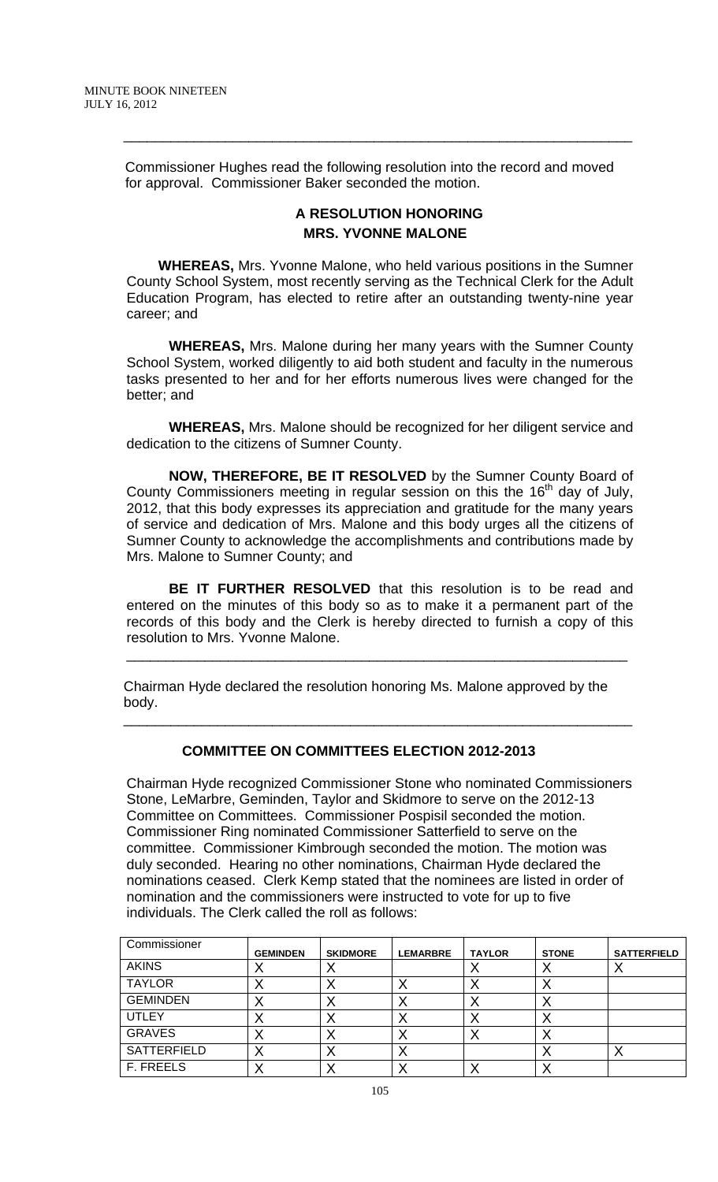Commissioner Hughes read the following resolution into the record and moved for approval. Commissioner Baker seconded the motion.

**A RESOLUTION HONORING MRS. YVONNE MALONE**

**WHEREAS,** Mrs. Yvonne Malone, who held various positions in the Sumner County School System, most recently serving as the Technical Clerk for the Adult Education Program, has elected to retire after an outstanding twenty-nine year career; and

**WHEREAS,** Mrs. Malone during her many years with the Sumner County School System, worked diligently to aid both student and faculty in the numerous tasks presented to her and for her efforts numerous lives were changed for the better; and

**WHEREAS,** Mrs. Malone should be recognized for her diligent service and dedication to the citizens of Sumner County.

**NOW, THEREFORE, BE IT RESOLVED** by the Sumner County Board of County Commissioners meeting in regular session on this the 16th day of July, 2012, that this body expresses its appreciation and gratitude for the many years of service and dedication of Mrs. Malone and this body urges all the citizens of Sumner County to acknowledge the accomplishments and contributions made by Mrs. Malone to Sumner County; and

**BE IT FURTHER RESOLVED** that this resolution is to be read and entered on the minutes of this body so as to make it a permanent part of the records of this body and the Clerk is hereby directed to furnish a copy of this resolution to Mrs. Yvonne Malone.

---

Chairman Hyde declared the resolution honoring Ms. Malone approved by the body.

---

**COMMITTEE ON COMMITTEES ELECTION 2012-2013**

Chairman Hyde recognized Commissioner Stone who nominated Commissioners Stone, LeMarbre, Geminden, Taylor and Skidmore to serve on the 2012-13 Committee on Committees. Commissioner Pospisil seconded the motion. Commissioner Ring nominated Commissioner Satterfield to serve on the committee. Commissioner Kimbrough seconded the motion. The motion was duly seconded. Hearing no other nominations, Chairman Hyde declared the nominations ceased. Clerk Kemp stated that the nominees are listed in order of nomination and the commissioners were instructed to vote for up to five individuals. The Clerk called the roll as follows:

| Commissioner | GEMINDEN | SKIDMORE | LEMARBRE | TAYLOR | STONE | SATTERFIELD |
|---|---|---|---|---|---|---|
| AKINS | X | X | | X | X | X |
| TAYLOR | X | X | X | X | X | |
| GEMINDEN | X | X | X | X | X | |
| UTLEY | X | X | X | X | X | |
| GRAVES | X | X | X | X | X | |
| SATTERFIELD | X | X | X | | X | X |
| F. FREELS | X | X | X | X | X | |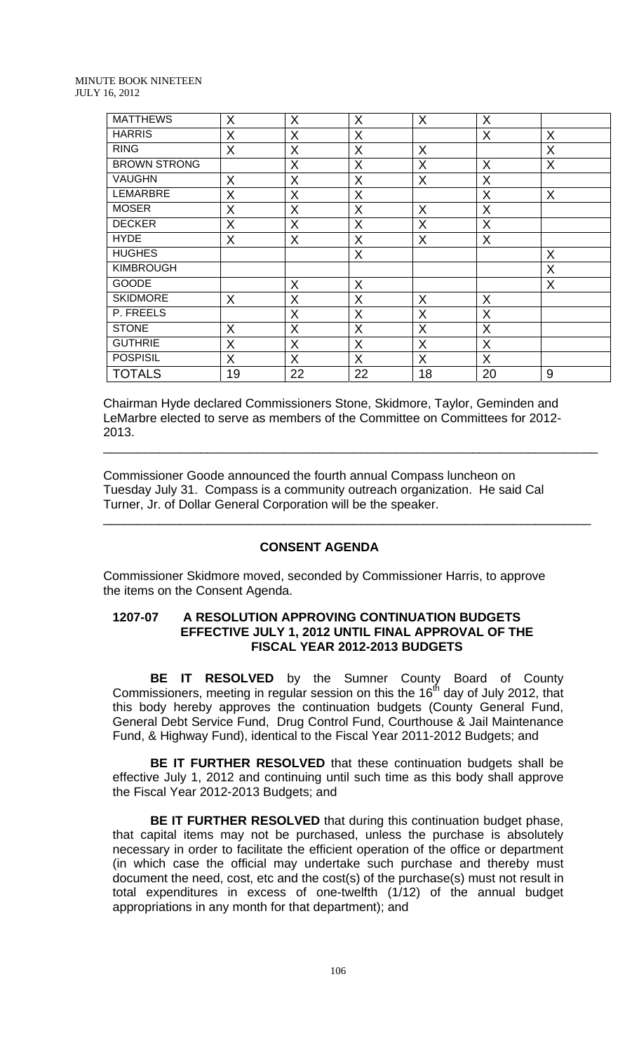| MATTHEWS | X | X | X | X | X | |
|---|---|---|---|---|---|---|
| HARRIS | X | X | X | | X | X |
| RING | X | X | X | X | | X |
| BROWN STRONG | | X | X | X | X | X |
| VAUGHN | X | X | X | X | X | |
| LEMARBRE | X | X | X | | X | X |
| MOSER | X | X | X | X | X | |
| DECKER | X | X | X | X | X | |
| HYDE | X | X | X | X | X | |
| HUGHES | | | X | | | X |
| KIMBROUGH | | | | | | X |
| GOODE | | X | X | | | X |
| SKIDMORE | X | X | X | X | X | |
| P. FREELS | | X | X | X | X | |
| STONE | X | X | X | X | X | |
| GUTHRIE | X | X | X | X | X | |
| POSPISIL | X | X | X | X | X | |
| TOTALS | 19 | 22 | 22 | 18 | 20 | 9 |

Chairman Hyde declared Commissioners Stone, Skidmore, Taylor, Geminden and LeMarbre elected to serve as members of the Committee on Committees for 2012-2013.

---

Commissioner Goode announced the fourth annual Compass luncheon on Tuesday July 31. Compass is a community outreach organization. He said Cal Turner, Jr. of Dollar General Corporation will be the speaker.

---

## CONSENT AGENDA

Commissioner Skidmore moved, seconded by Commissioner Harris, to approve the items on the Consent Agenda.

### 1207-07 A RESOLUTION APPROVING CONTINUATION BUDGETS EFFECTIVE JULY 1, 2012 UNTIL FINAL APPROVAL OF THE FISCAL YEAR 2012-2013 BUDGETS

**BE IT RESOLVED** by the Sumner County Board of County Commissioners, meeting in regular session on this the 16th day of July 2012, that this body hereby approves the continuation budgets (County General Fund, General Debt Service Fund, Drug Control Fund, Courthouse & Jail Maintenance Fund, & Highway Fund), identical to the Fiscal Year 2011-2012 Budgets; and

**BE IT FURTHER RESOLVED** that these continuation budgets shall be effective July 1, 2012 and continuing until such time as this body shall approve the Fiscal Year 2012-2013 Budgets; and

**BE IT FURTHER RESOLVED** that during this continuation budget phase, that capital items may not be purchased, unless the purchase is absolutely necessary in order to facilitate the efficient operation of the office or department (in which case the official may undertake such purchase and thereby must document the need, cost, etc and the cost(s) of the purchase(s) must not result in total expenditures in excess of one-twelfth (1/12) of the annual budget appropriations in any month for that department); and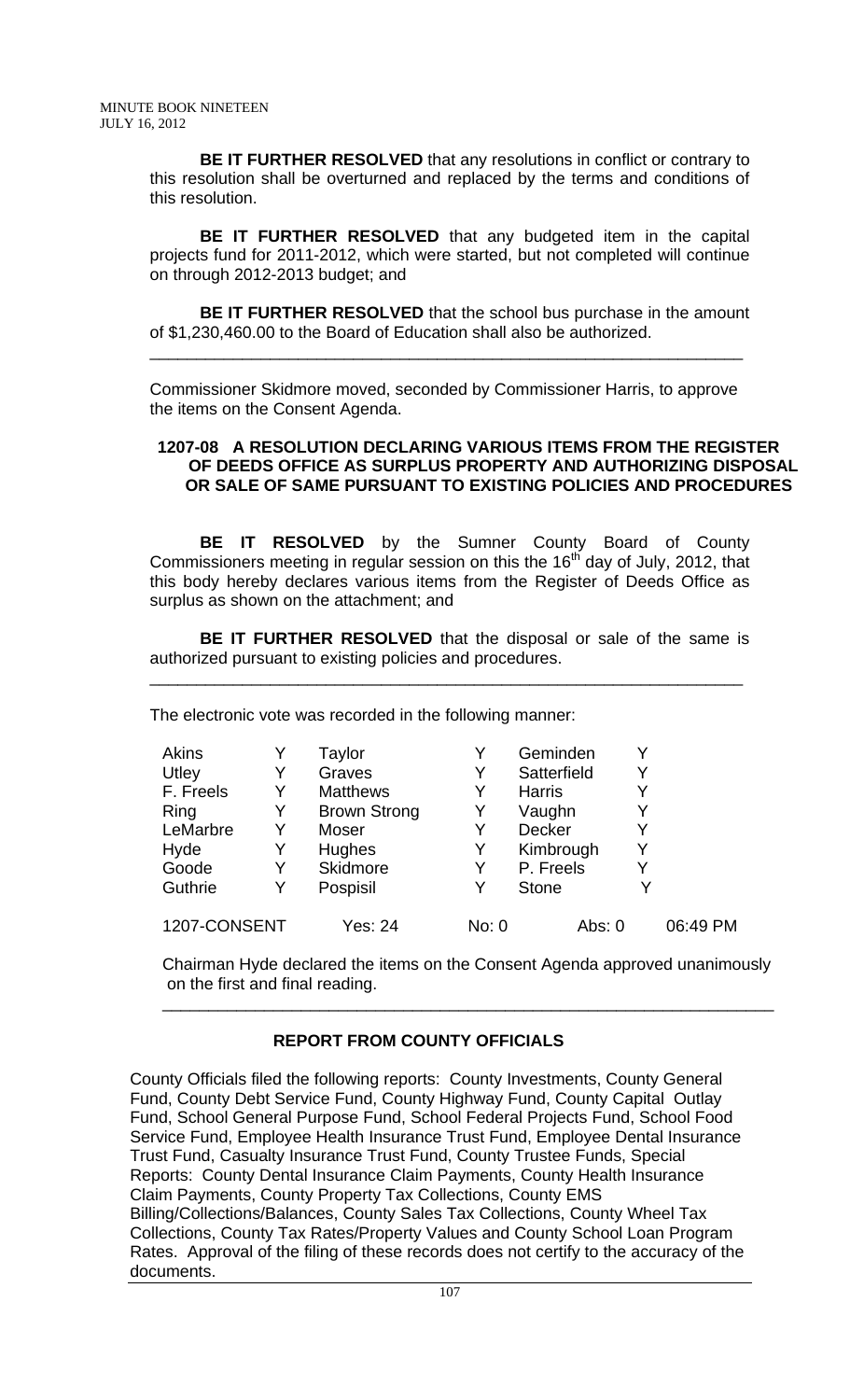**BE IT FURTHER RESOLVED** that any resolutions in conflict or contrary to this resolution shall be overturned and replaced by the terms and conditions of this resolution.

**BE IT FURTHER RESOLVED** that any budgeted item in the capital projects fund for 2011-2012, which were started, but not completed will continue on through 2012-2013 budget; and

**BE IT FURTHER RESOLVED** that the school bus purchase in the amount of $1,230,460.00 to the Board of Education shall also be authorized.

---

Commissioner Skidmore moved, seconded by Commissioner Harris, to approve the items on the Consent Agenda.

**1207-08 A RESOLUTION DECLARING VARIOUS ITEMS FROM THE REGISTER OF DEEDS OFFICE AS SURPLUS PROPERTY AND AUTHORIZING DISPOSAL OR SALE OF SAME PURSUANT TO EXISTING POLICIES AND PROCEDURES**

**BE IT RESOLVED** by the Sumner County Board of County Commissioners meeting in regular session on this the 16th day of July, 2012, that this body hereby declares various items from the Register of Deeds Office as surplus as shown on the attachment; and

**BE IT FURTHER RESOLVED** that the disposal or sale of the same is authorized pursuant to existing policies and procedures.

---

The electronic vote was recorded in the following manner:

| | | | | | |
|---|---|---|---|---|---|
| Akins | Y | Taylor | Y | Geminden | Y |
| Utley | Y | Graves | Y | Satterfield | Y |
| F. Freels | Y | Matthews | Y | Harris | Y |
| Ring | Y | Brown Strong | Y | Vaughn | Y |
| LeMarbre | Y | Moser | Y | Decker | Y |
| Hyde | Y | Hughes | Y | Kimbrough | Y |
| Goode | Y | Skidmore | Y | P. Freels | Y |
| Guthrie | Y | Pospisil | Y | Stone | Y |

1207-CONSENT Yes: 24 No: 0 Abs: 0 06:49 PM

Chairman Hyde declared the items on the Consent Agenda approved unanimously on the first and final reading.

---

**REPORT FROM COUNTY OFFICIALS**

County Officials filed the following reports: County Investments, County General Fund, County Debt Service Fund, County Highway Fund, County Capital Outlay Fund, School General Purpose Fund, School Federal Projects Fund, School Food Service Fund, Employee Health Insurance Trust Fund, Employee Dental Insurance Trust Fund, Casualty Insurance Trust Fund, County Trustee Funds, Special Reports: County Dental Insurance Claim Payments, County Health Insurance Claim Payments, County Property Tax Collections, County EMS Billing/Collections/Balances, County Sales Tax Collections, County Wheel Tax Collections, County Tax Rates/Property Values and County School Loan Program Rates. Approval of the filing of these records does not certify to the accuracy of the documents.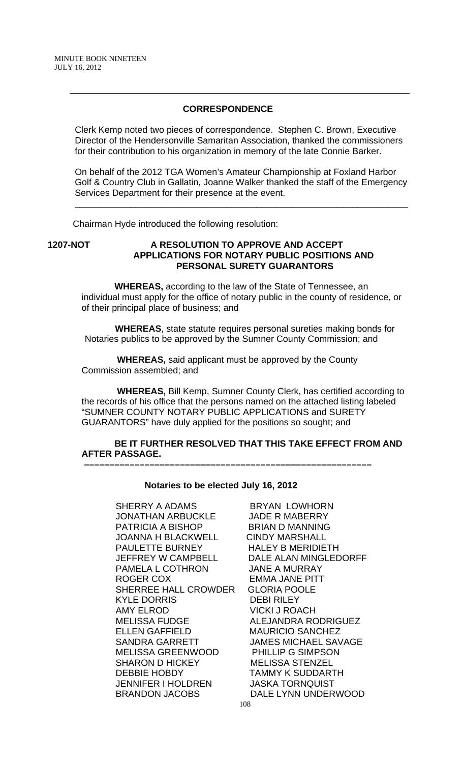## CORRESPONDENCE

Clerk Kemp noted two pieces of correspondence. Stephen C. Brown, Executive Director of the Hendersonville Samaritan Association, thanked the commissioners for their contribution to his organization in memory of the late Connie Barker.

On behalf of the 2012 TGA Women's Amateur Championship at Foxland Harbor Golf & Country Club in Gallatin, Joanne Walker thanked the staff of the Emergency Services Department for their presence at the event.

---

Chairman Hyde introduced the following resolution:

**1207-NOT A RESOLUTION TO APPROVE AND ACCEPT APPLICATIONS FOR NOTARY PUBLIC POSITIONS AND PERSONAL SURETY GUARANTORS**

**WHEREAS,** according to the law of the State of Tennessee, an individual must apply for the office of notary public in the county of residence, or of their principal place of business; and

**WHEREAS**, state statute requires personal sureties making bonds for Notaries publics to be approved by the Sumner County Commission; and

**WHEREAS,** said applicant must be approved by the County Commission assembled; and

**WHEREAS,** Bill Kemp, Sumner County Clerk, has certified according to the records of his office that the persons named on the attached listing labeled "SUMNER COUNTY NOTARY PUBLIC APPLICATIONS and SURETY GUARANTORS" have duly applied for the positions so sought; and

**BE IT FURTHER RESOLVED THAT THIS TAKE EFFECT FROM AND AFTER PASSAGE.**

---

**Notaries to be elected July 16, 2012**

| | |
|---|---|
| SHERRY A ADAMS | BRYAN LOWHORN |
| JONATHAN ARBUCKLE | JADE R MABERRY |
| PATRICIA A BISHOP | BRIAN D MANNING |
| JOANNA H BLACKWELL | CINDY MARSHALL |
| PAULETTE BURNEY | HALEY B MERIDIETH |
| JEFFREY W CAMPBELL | DALE ALAN MINGLEDORFF |
| PAMELA L COTHRON | JANE A MURRAY |
| ROGER COX | EMMA JANE PITT |
| SHERREE HALL CROWDER | GLORIA POOLE |
| KYLE DORRIS | DEBI RILEY |
| AMY ELROD | VICKI J ROACH |
| MELISSA FUDGE | ALEJANDRA RODRIGUEZ |
| ELLEN GAFFIELD | MAURICIO SANCHEZ |
| SANDRA GARRETT | JAMES MICHAEL SAVAGE |
| MELISSA GREENWOOD | PHILLIP G SIMPSON |
| SHARON D HICKEY | MELISSA STENZEL |
| DEBBIE HOBDY | TAMMY K SUDDARTH |
| JENNIFER I HOLDREN | JASKA TORNQUIST |
| BRANDON JACOBS | DALE LYNN UNDERWOOD |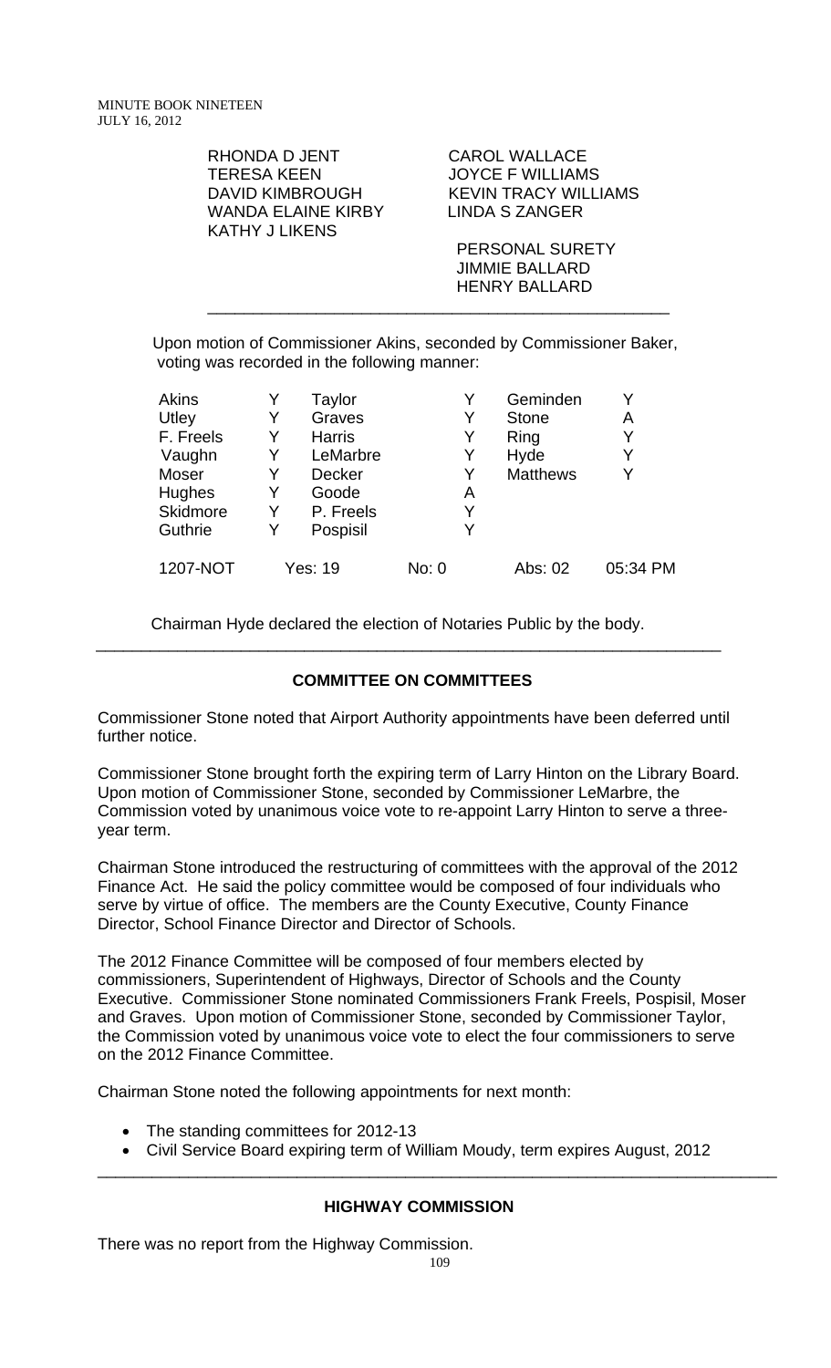RHONDA D JENT  
TERESA KEEN  
DAVID KIMBROUGH  
WANDA ELAINE KIRBY  
KATHY J LIKENS  

CAROL WALLACE  
JOYCE F WILLIAMS  
KEVIN TRACY WILLIAMS  
LINDA S ZANGER  

PERSONAL SURETY  
JIMMIE BALLARD  
HENRY BALLARD

---

Upon motion of Commissioner Akins, seconded by Commissioner Baker, voting was recorded in the following manner:

| | | | | | |
|---|---|---|---|---|---|
| Akins | Y | Taylor | Y | Geminden | Y |
| Utley | Y | Graves | Y | Stone | A |
| F. Freels | Y | Harris | Y | Ring | Y |
| Vaughn | Y | LeMarbre | Y | Hyde | Y |
| Moser | Y | Decker | Y | Matthews | Y |
| Hughes | Y | Goode | A | | |
| Skidmore | Y | P. Freels | Y | | |
| Guthrie | Y | Pospisil | Y | | |
| 1207-NOT | Yes: 19 | | No: 0 | Abs: 02 | 05:34 PM |

Chairman Hyde declared the election of Notaries Public by the body.

---

## COMMITTEE ON COMMITTEES

Commissioner Stone noted that Airport Authority appointments have been deferred until further notice.

Commissioner Stone brought forth the expiring term of Larry Hinton on the Library Board. Upon motion of Commissioner Stone, seconded by Commissioner LeMarbre, the Commission voted by unanimous voice vote to re-appoint Larry Hinton to serve a three-year term.

Chairman Stone introduced the restructuring of committees with the approval of the 2012 Finance Act. He said the policy committee would be composed of four individuals who serve by virtue of office. The members are the County Executive, County Finance Director, School Finance Director and Director of Schools.

The 2012 Finance Committee will be composed of four members elected by commissioners, Superintendent of Highways, Director of Schools and the County Executive. Commissioner Stone nominated Commissioners Frank Freels, Pospisil, Moser and Graves. Upon motion of Commissioner Stone, seconded by Commissioner Taylor, the Commission voted by unanimous voice vote to elect the four commissioners to serve on the 2012 Finance Committee.

Chairman Stone noted the following appointments for next month:

- The standing committees for 2012-13
- Civil Service Board expiring term of William Moudy, term expires August, 2012

---

## HIGHWAY COMMISSION

There was no report from the Highway Commission.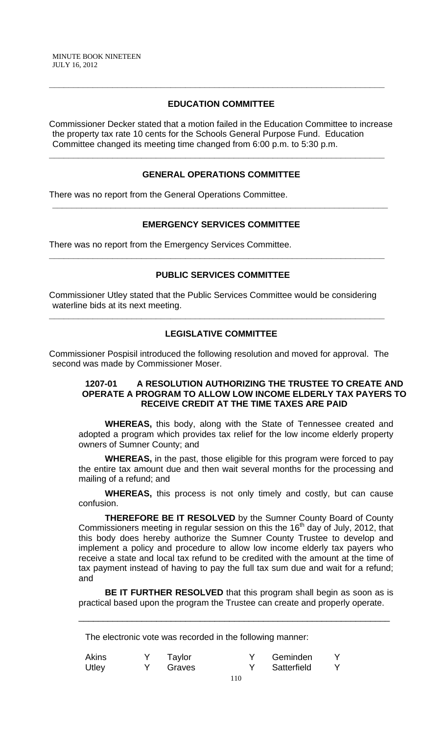## EDUCATION COMMITTEE

Commissioner Decker stated that a motion failed in the Education Committee to increase the property tax rate 10 cents for the Schools General Purpose Fund. Education Committee changed its meeting time changed from 6:00 p.m. to 5:30 p.m.

## GENERAL OPERATIONS COMMITTEE

There was no report from the General Operations Committee.

## EMERGENCY SERVICES COMMITTEE

There was no report from the Emergency Services Committee.

## PUBLIC SERVICES COMMITTEE

Commissioner Utley stated that the Public Services Committee would be considering waterline bids at its next meeting.

## LEGISLATIVE COMMITTEE

Commissioner Pospisil introduced the following resolution and moved for approval. The second was made by Commissioner Moser.

**1207-01 A RESOLUTION AUTHORIZING THE TRUSTEE TO CREATE AND OPERATE A PROGRAM TO ALLOW LOW INCOME ELDERLY TAX PAYERS TO RECEIVE CREDIT AT THE TIME TAXES ARE PAID**

**WHEREAS,** this body, along with the State of Tennessee created and adopted a program which provides tax relief for the low income elderly property owners of Sumner County; and

**WHEREAS,** in the past, those eligible for this program were forced to pay the entire tax amount due and then wait several months for the processing and mailing of a refund; and

**WHEREAS,** this process is not only timely and costly, but can cause confusion.

**THEREFORE BE IT RESOLVED** by the Sumner County Board of County Commissioners meeting in regular session on this the 16th day of July, 2012, that this body does hereby authorize the Sumner County Trustee to develop and implement a policy and procedure to allow low income elderly tax payers who receive a state and local tax refund to be credited with the amount at the time of tax payment instead of having to pay the full tax sum due and wait for a refund; and

**BE IT FURTHER RESOLVED** that this program shall begin as soon as is practical based upon the program the Trustee can create and properly operate.

---

The electronic vote was recorded in the following manner:

| | | | | | |
|---|---|---|---|---|---|
| Akins | Y | Taylor | Y | Geminden | Y |
| Utley | Y | Graves | Y | Satterfield | Y |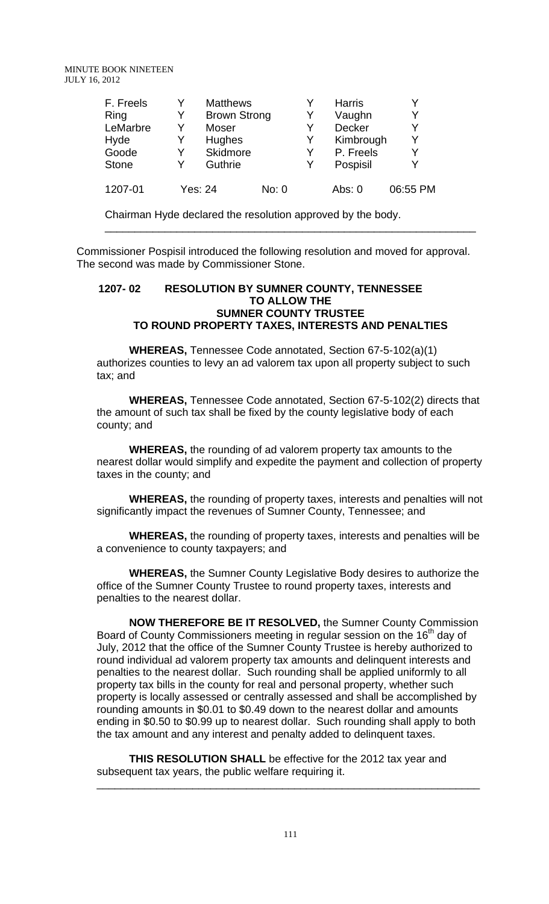| F. Freels | Y | Matthews | Y | Harris | Y |
|---|---|---|---|---|---|
| Ring | Y | Brown Strong | Y | Vaughn | Y |
| LeMarbre | Y | Moser | Y | Decker | Y |
| Hyde | Y | Hughes | Y | Kimbrough | Y |
| Goode | Y | Skidmore | Y | P. Freels | Y |
| Stone | Y | Guthrie | Y | Pospisil | Y |

1207-01 Yes: 24 No: 0 Abs: 0 06:55 PM

Chairman Hyde declared the resolution approved by the body.

---

Commissioner Pospisil introduced the following resolution and moved for approval. The second was made by Commissioner Stone.

## 1207- 02 RESOLUTION BY SUMNER COUNTY, TENNESSEE TO ALLOW THE SUMNER COUNTY TRUSTEE TO ROUND PROPERTY TAXES, INTERESTS AND PENALTIES

**WHEREAS,** Tennessee Code annotated, Section 67-5-102(a)(1) authorizes counties to levy an ad valorem tax upon all property subject to such tax; and

**WHEREAS,** Tennessee Code annotated, Section 67-5-102(2) directs that the amount of such tax shall be fixed by the county legislative body of each county; and

**WHEREAS,** the rounding of ad valorem property tax amounts to the nearest dollar would simplify and expedite the payment and collection of property taxes in the county; and

**WHEREAS,** the rounding of property taxes, interests and penalties will not significantly impact the revenues of Sumner County, Tennessee; and

**WHEREAS,** the rounding of property taxes, interests and penalties will be a convenience to county taxpayers; and

**WHEREAS,** the Sumner County Legislative Body desires to authorize the office of the Sumner County Trustee to round property taxes, interests and penalties to the nearest dollar.

**NOW THEREFORE BE IT RESOLVED,** the Sumner County Commission Board of County Commissioners meeting in regular session on the 16th day of July, 2012 that the office of the Sumner County Trustee is hereby authorized to round individual ad valorem property tax amounts and delinquent interests and penalties to the nearest dollar. Such rounding shall be applied uniformly to all property tax bills in the county for real and personal property, whether such property is locally assessed or centrally assessed and shall be accomplished by rounding amounts in $0.01 to $0.49 down to the nearest dollar and amounts ending in $0.50 to $0.99 up to nearest dollar. Such rounding shall apply to both the tax amount and any interest and penalty added to delinquent taxes.

**THIS RESOLUTION SHALL** be effective for the 2012 tax year and subsequent tax years, the public welfare requiring it.

---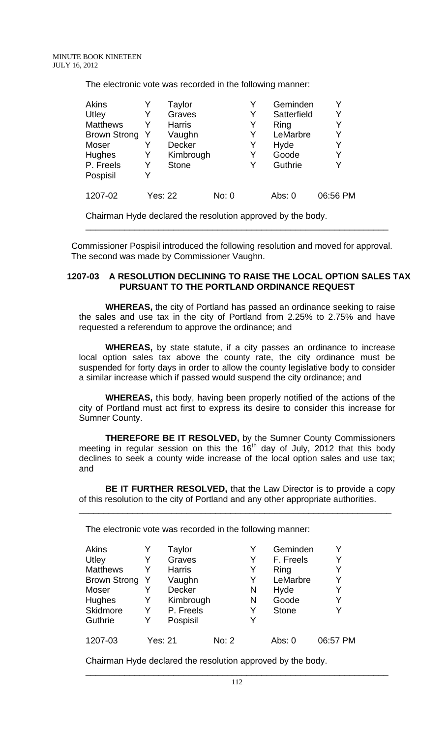The electronic vote was recorded in the following manner:

| | | | | | |
|---|---|---|---|---|---|
| Akins | Y | Taylor | Y | Geminden | Y |
| Utley | Y | Graves | Y | Satterfield | Y |
| Matthews | Y | Harris | Y | Ring | Y |
| Brown Strong | Y | Vaughn | Y | LeMarbre | Y |
| Moser | Y | Decker | Y | Hyde | Y |
| Hughes | Y | Kimbrough | Y | Goode | Y |
| P. Freels | Y | Stone | Y | Guthrie | Y |
| Pospisil | Y | | | | |
| 1207-02 | Yes: 22 | No: 0 | | Abs: 0 | 06:56 PM |

Chairman Hyde declared the resolution approved by the body.

---

Commissioner Pospisil introduced the following resolution and moved for approval. The second was made by Commissioner Vaughn.

**1207-03 A RESOLUTION DECLINING TO RAISE THE LOCAL OPTION SALES TAX PURSUANT TO THE PORTLAND ORDINANCE REQUEST**

**WHEREAS,** the city of Portland has passed an ordinance seeking to raise the sales and use tax in the city of Portland from 2.25% to 2.75% and have requested a referendum to approve the ordinance; and

**WHEREAS,** by state statute, if a city passes an ordinance to increase local option sales tax above the county rate, the city ordinance must be suspended for forty days in order to allow the county legislative body to consider a similar increase which if passed would suspend the city ordinance; and

**WHEREAS,** this body, having been properly notified of the actions of the city of Portland must act first to express its desire to consider this increase for Sumner County.

**THEREFORE BE IT RESOLVED,** by the Sumner County Commissioners meeting in regular session on this the 16th day of July, 2012 that this body declines to seek a county wide increase of the local option sales and use tax; and

**BE IT FURTHER RESOLVED,** that the Law Director is to provide a copy of this resolution to the city of Portland and any other appropriate authorities.

---

The electronic vote was recorded in the following manner:

| | | | | | |
|---|---|---|---|---|---|
| Akins | Y | Taylor | Y | Geminden | Y |
| Utley | Y | Graves | Y | F. Freels | Y |
| Matthews | Y | Harris | Y | Ring | Y |
| Brown Strong | Y | Vaughn | Y | LeMarbre | Y |
| Moser | Y | Decker | N | Hyde | Y |
| Hughes | Y | Kimbrough | N | Goode | Y |
| Skidmore | Y | P. Freels | Y | Stone | Y |
| Guthrie | Y | Pospisil | Y | | |
| 1207-03 | Yes: 21 | No: 2 | | Abs: 0 | 06:57 PM |

Chairman Hyde declared the resolution approved by the body.

---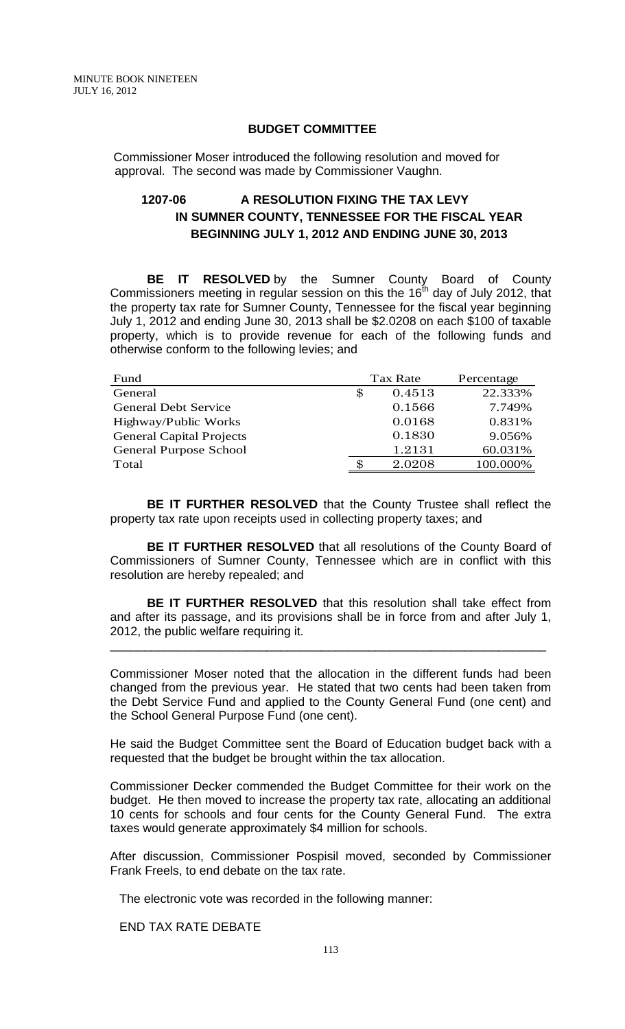## BUDGET COMMITTEE

Commissioner Moser introduced the following resolution and moved for approval. The second was made by Commissioner Vaughn.

### 1207-06 A RESOLUTION FIXING THE TAX LEVY IN SUMNER COUNTY, TENNESSEE FOR THE FISCAL YEAR BEGINNING JULY 1, 2012 AND ENDING JUNE 30, 2013

**BE IT RESOLVED** by the Sumner County Board of County Commissioners meeting in regular session on this the 16th day of July 2012, that the property tax rate for Sumner County, Tennessee for the fiscal year beginning July 1, 2012 and ending June 30, 2013 shall be $2.0208 on each $100 of taxable property, which is to provide revenue for each of the following funds and otherwise conform to the following levies; and

| Fund | Tax Rate | Percentage |
|---|---|---|
| General | $ 0.4513 | 22.333% |
| General Debt Service | 0.1566 | 7.749% |
| Highway/Public Works | 0.0168 | 0.831% |
| General Capital Projects | 0.1830 | 9.056% |
| General Purpose School | 1.2131 | 60.031% |
| Total | $ 2.0208 | 100.000% |

**BE IT FURTHER RESOLVED** that the County Trustee shall reflect the property tax rate upon receipts used in collecting property taxes; and

**BE IT FURTHER RESOLVED** that all resolutions of the County Board of Commissioners of Sumner County, Tennessee which are in conflict with this resolution are hereby repealed; and

**BE IT FURTHER RESOLVED** that this resolution shall take effect from and after its passage, and its provisions shall be in force from and after July 1, 2012, the public welfare requiring it.

---

Commissioner Moser noted that the allocation in the different funds had been changed from the previous year. He stated that two cents had been taken from the Debt Service Fund and applied to the County General Fund (one cent) and the School General Purpose Fund (one cent).

He said the Budget Committee sent the Board of Education budget back with a requested that the budget be brought within the tax allocation.

Commissioner Decker commended the Budget Committee for their work on the budget. He then moved to increase the property tax rate, allocating an additional 10 cents for schools and four cents for the County General Fund. The extra taxes would generate approximately $4 million for schools.

After discussion, Commissioner Pospisil moved, seconded by Commissioner Frank Freels, to end debate on the tax rate.

The electronic vote was recorded in the following manner:

END TAX RATE DEBATE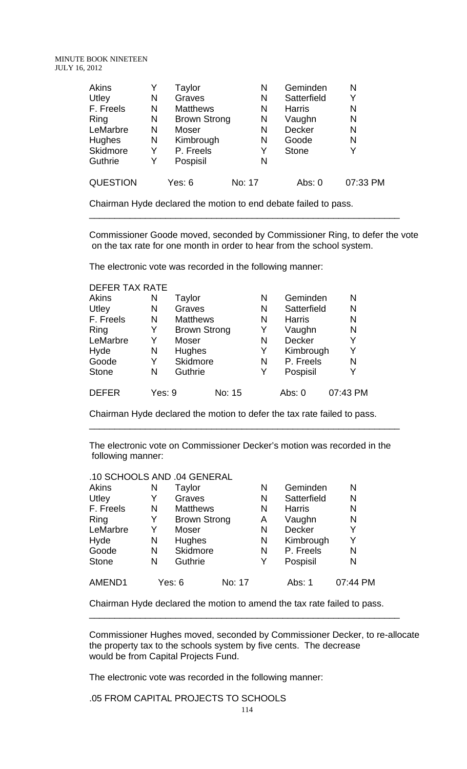| Akins | Y | Taylor | N | Geminden | N |
|---|---|---|---|---|---|
| Utley | N | Graves | N | Satterfield | Y |
| F. Freels | N | Matthews | N | Harris | N |
| Ring | N | Brown Strong | N | Vaughn | N |
| LeMarbre | N | Moser | N | Decker | N |
| Hughes | N | Kimbrough | N | Goode | N |
| Skidmore | Y | P. Freels | Y | Stone | Y |
| Guthrie | Y | Pospisil | N | | |
| QUESTION | | Yes: 6 | No: 17 | Abs: 0 | 07:33 PM |

Chairman Hyde declared the motion to end debate failed to pass.

---

Commissioner Goode moved, seconded by Commissioner Ring, to defer the vote on the tax rate for one month in order to hear from the school system.

The electronic vote was recorded in the following manner:

| DEFER TAX RATE | | | | | |
|---|---|---|---|---|---|
| Akins | N | Taylor | N | Geminden | N |
| Utley | N | Graves | N | Satterfield | N |
| F. Freels | N | Matthews | N | Harris | N |
| Ring | Y | Brown Strong | Y | Vaughn | N |
| LeMarbre | Y | Moser | N | Decker | Y |
| Hyde | N | Hughes | Y | Kimbrough | Y |
| Goode | Y | Skidmore | N | P. Freels | N |
| Stone | N | Guthrie | Y | Pospisil | Y |
| DEFER | Yes: 9 | | No: 15 | Abs: 0 | 07:43 PM |

Chairman Hyde declared the motion to defer the tax rate failed to pass.

---

The electronic vote on Commissioner Decker's motion was recorded in the following manner:

| .10 SCHOOLS AND .04 GENERAL | | | | | |
|---|---|---|---|---|---|
| Akins | N | Taylor | N | Geminden | N |
| Utley | Y | Graves | N | Satterfield | N |
| F. Freels | N | Matthews | N | Harris | N |
| Ring | Y | Brown Strong | A | Vaughn | N |
| LeMarbre | Y | Moser | N | Decker | Y |
| Hyde | N | Hughes | N | Kimbrough | Y |
| Goode | N | Skidmore | N | P. Freels | N |
| Stone | N | Guthrie | Y | Pospisil | N |
| AMEND1 | Yes: 6 | | No: 17 | Abs: 1 | 07:44 PM |

Chairman Hyde declared the motion to amend the tax rate failed to pass.

---

Commissioner Hughes moved, seconded by Commissioner Decker, to re-allocate the property tax to the schools system by five cents. The decrease would be from Capital Projects Fund.

The electronic vote was recorded in the following manner:

.05 FROM CAPITAL PROJECTS TO SCHOOLS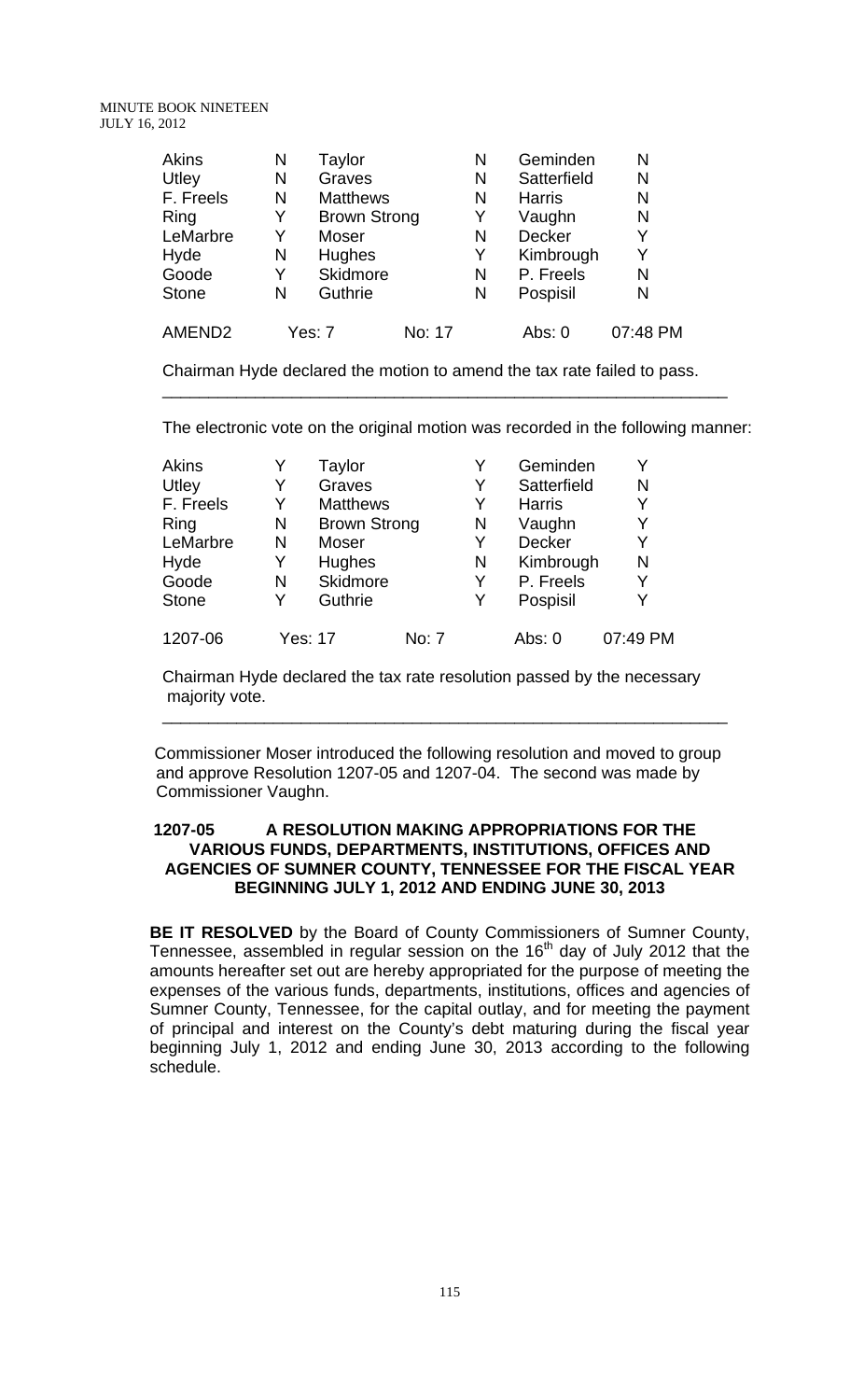| Akins | N | Taylor | N | Geminden | N |
|---|---|---|---|---|---|
| Utley | N | Graves | N | Satterfield | N |
| F. Freels | N | Matthews | N | Harris | N |
| Ring | Y | Brown Strong | Y | Vaughn | N |
| LeMarbre | Y | Moser | N | Decker | Y |
| Hyde | N | Hughes | Y | Kimbrough | Y |
| Goode | Y | Skidmore | N | P. Freels | N |
| Stone | N | Guthrie | N | Pospisil | N |
| AMEND2 | Yes: 7 | No: 17 | | Abs: 0 | 07:48 PM |

Chairman Hyde declared the motion to amend the tax rate failed to pass.

---

The electronic vote on the original motion was recorded in the following manner:

| Akins | Y | Taylor | Y | Geminden | Y |
|---|---|---|---|---|---|
| Utley | Y | Graves | Y | Satterfield | N |
| F. Freels | Y | Matthews | Y | Harris | Y |
| Ring | N | Brown Strong | N | Vaughn | Y |
| LeMarbre | N | Moser | Y | Decker | Y |
| Hyde | Y | Hughes | N | Kimbrough | N |
| Goode | N | Skidmore | Y | P. Freels | Y |
| Stone | Y | Guthrie | Y | Pospisil | Y |
| 1207-06 | Yes: 17 | No: 7 | | Abs: 0 | 07:49 PM |

Chairman Hyde declared the tax rate resolution passed by the necessary majority vote.

---

Commissioner Moser introduced the following resolution and moved to group and approve Resolution 1207-05 and 1207-04. The second was made by Commissioner Vaughn.

**1207-05 A RESOLUTION MAKING APPROPRIATIONS FOR THE VARIOUS FUNDS, DEPARTMENTS, INSTITUTIONS, OFFICES AND AGENCIES OF SUMNER COUNTY, TENNESSEE FOR THE FISCAL YEAR BEGINNING JULY 1, 2012 AND ENDING JUNE 30, 2013**

**BE IT RESOLVED** by the Board of County Commissioners of Sumner County, Tennessee, assembled in regular session on the 16th day of July 2012 that the amounts hereafter set out are hereby appropriated for the purpose of meeting the expenses of the various funds, departments, institutions, offices and agencies of Sumner County, Tennessee, for the capital outlay, and for meeting the payment of principal and interest on the County's debt maturing during the fiscal year beginning July 1, 2012 and ending June 30, 2013 according to the following schedule.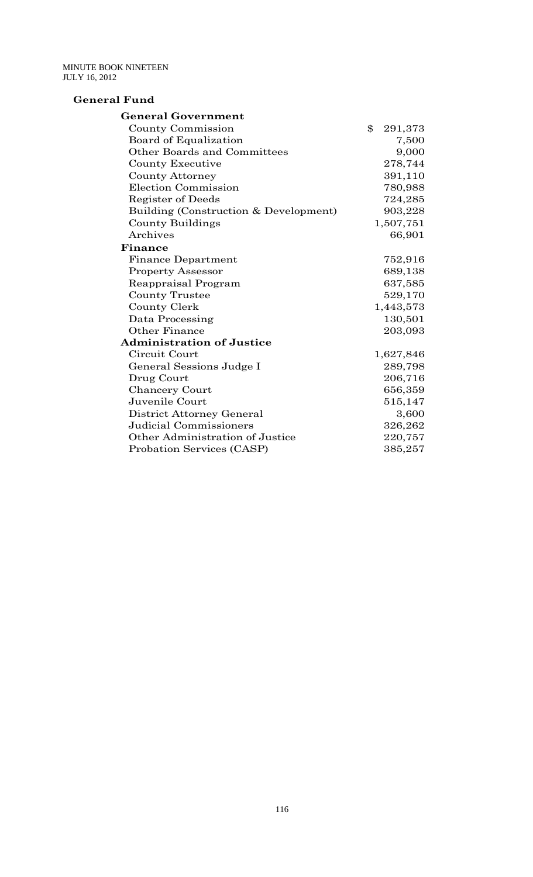## General Fund

| | |
|---|---|
| **General Government** | |
| County Commission | $ 291,373 |
| Board of Equalization | 7,500 |
| Other Boards and Committees | 9,000 |
| County Executive | 278,744 |
| County Attorney | 391,110 |
| Election Commission | 780,988 |
| Register of Deeds | 724,285 |
| Building (Construction & Development) | 903,228 |
| County Buildings | 1,507,751 |
| Archives | 66,901 |
| **Finance** | |
| Finance Department | 752,916 |
| Property Assessor | 689,138 |
| Reappraisal Program | 637,585 |
| County Trustee | 529,170 |
| County Clerk | 1,443,573 |
| Data Processing | 130,501 |
| Other Finance | 203,093 |
| **Administration of Justice** | |
| Circuit Court | 1,627,846 |
| General Sessions Judge I | 289,798 |
| Drug Court | 206,716 |
| Chancery Court | 656,359 |
| Juvenile Court | 515,147 |
| District Attorney General | 3,600 |
| Judicial Commissioners | 326,262 |
| Other Administration of Justice | 220,757 |
| Probation Services (CASP) | 385,257 |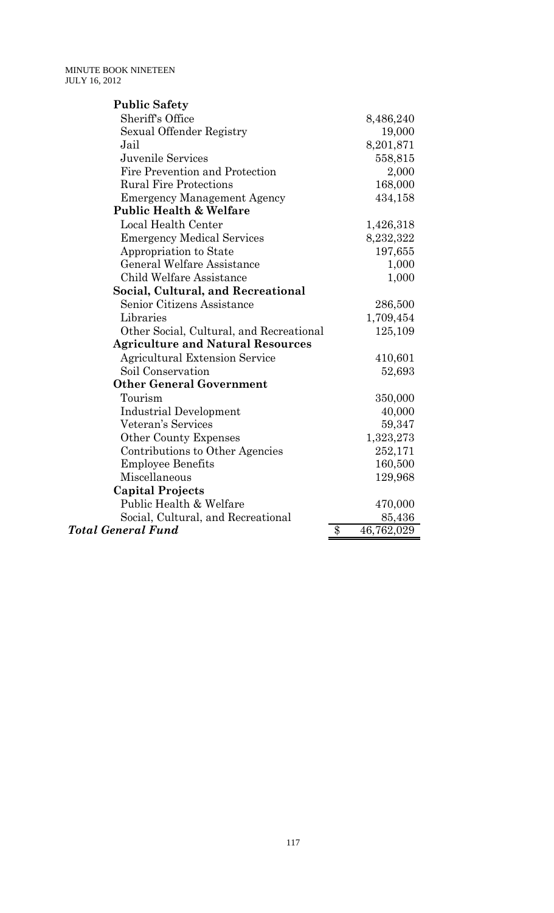| | |
|---|---|
| **Public Safety** | |
| Sheriff's Office | 8,486,240 |
| Sexual Offender Registry | 19,000 |
| Jail | 8,201,871 |
| Juvenile Services | 558,815 |
| Fire Prevention and Protection | 2,000 |
| Rural Fire Protections | 168,000 |
| Emergency Management Agency | 434,158 |
| **Public Health & Welfare** | |
| Local Health Center | 1,426,318 |
| Emergency Medical Services | 8,232,322 |
| Appropriation to State | 197,655 |
| General Welfare Assistance | 1,000 |
| Child Welfare Assistance | 1,000 |
| **Social, Cultural, and Recreational** | |
| Senior Citizens Assistance | 286,500 |
| Libraries | 1,709,454 |
| Other Social, Cultural, and Recreational | 125,109 |
| **Agriculture and Natural Resources** | |
| Agricultural Extension Service | 410,601 |
| Soil Conservation | 52,693 |
| **Other General Government** | |
| Tourism | 350,000 |
| Industrial Development | 40,000 |
| Veteran's Services | 59,347 |
| Other County Expenses | 1,323,273 |
| Contributions to Other Agencies | 252,171 |
| Employee Benefits | 160,500 |
| Miscellaneous | 129,968 |
| **Capital Projects** | |
| Public Health & Welfare | 470,000 |
| Social, Cultural, and Recreational | 85,436 |
| ***Total General Fund*** | $ 46,762,029 |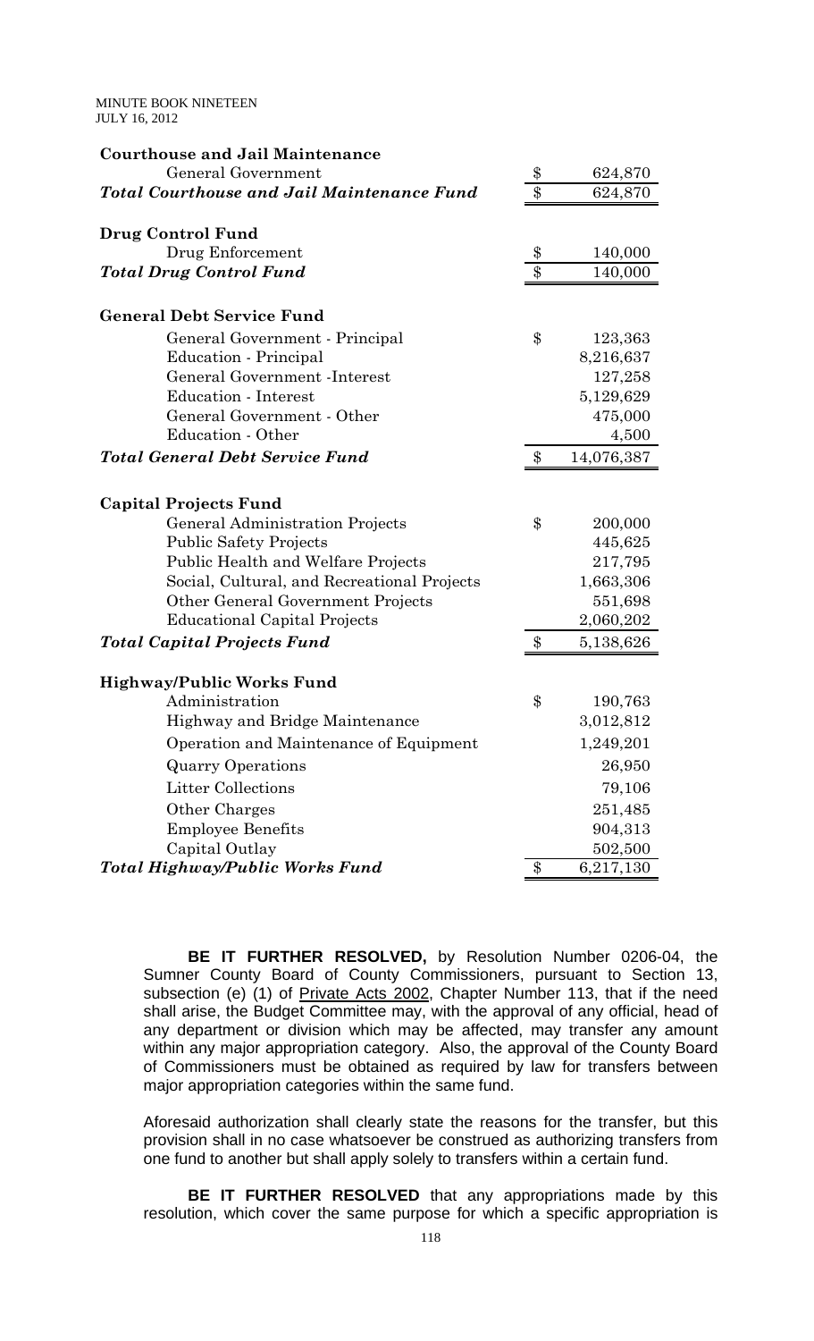| | | |
|---|---|---|
| **Courthouse and Jail Maintenance** | | |
| General Government | $ | 624,870 |
| ***Total Courthouse and Jail Maintenance Fund*** | $ | 624,870 |
| | | |
| **Drug Control Fund** | | |
| Drug Enforcement | $ | 140,000 |
| ***Total Drug Control Fund*** | $ | 140,000 |
| | | |
| **General Debt Service Fund** | | |
| General Government - Principal | $ | 123,363 |
| Education - Principal | | 8,216,637 |
| General Government -Interest | | 127,258 |
| Education - Interest | | 5,129,629 |
| General Government - Other | | 475,000 |
| Education - Other | | 4,500 |
| ***Total General Debt Service Fund*** | $ | 14,076,387 |
| | | |
| **Capital Projects Fund** | | |
| General Administration Projects | $ | 200,000 |
| Public Safety Projects | | 445,625 |
| Public Health and Welfare Projects | | 217,795 |
| Social, Cultural, and Recreational Projects | | 1,663,306 |
| Other General Government Projects | | 551,698 |
| Educational Capital Projects | | 2,060,202 |
| ***Total Capital Projects Fund*** | $ | 5,138,626 |
| | | |
| **Highway/Public Works Fund** | | |
| Administration | $ | 190,763 |
| Highway and Bridge Maintenance | | 3,012,812 |
| Operation and Maintenance of Equipment | | 1,249,201 |
| Quarry Operations | | 26,950 |
| Litter Collections | | 79,106 |
| Other Charges | | 251,485 |
| Employee Benefits | | 904,313 |
| Capital Outlay | | 502,500 |
| ***Total Highway/Public Works Fund*** | $ | 6,217,130 |

**BE IT FURTHER RESOLVED,** by Resolution Number 0206-04, the Sumner County Board of County Commissioners, pursuant to Section 13, subsection (e) (1) of Private Acts 2002, Chapter Number 113, that if the need shall arise, the Budget Committee may, with the approval of any official, head of any department or division which may be affected, may transfer any amount within any major appropriation category. Also, the approval of the County Board of Commissioners must be obtained as required by law for transfers between major appropriation categories within the same fund.

Aforesaid authorization shall clearly state the reasons for the transfer, but this provision shall in no case whatsoever be construed as authorizing transfers from one fund to another but shall apply solely to transfers within a certain fund.

**BE IT FURTHER RESOLVED** that any appropriations made by this resolution, which cover the same purpose for which a specific appropriation is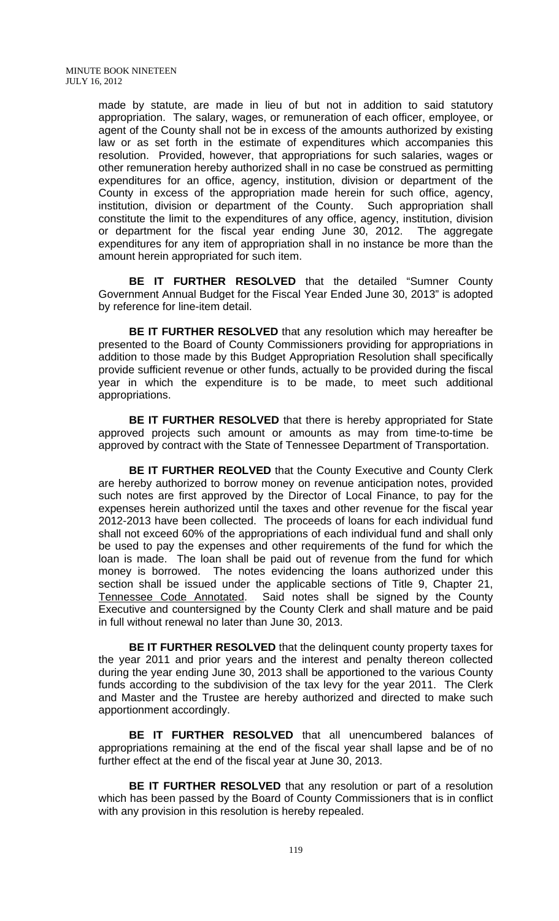made by statute, are made in lieu of but not in addition to said statutory appropriation. The salary, wages, or remuneration of each officer, employee, or agent of the County shall not be in excess of the amounts authorized by existing law or as set forth in the estimate of expenditures which accompanies this resolution. Provided, however, that appropriations for such salaries, wages or other remuneration hereby authorized shall in no case be construed as permitting expenditures for an office, agency, institution, division or department of the County in excess of the appropriation made herein for such office, agency, institution, division or department of the County. Such appropriation shall constitute the limit to the expenditures of any office, agency, institution, division or department for the fiscal year ending June 30, 2012. The aggregate expenditures for any item of appropriation shall in no instance be more than the amount herein appropriated for such item.

**BE IT FURTHER RESOLVED** that the detailed "Sumner County Government Annual Budget for the Fiscal Year Ended June 30, 2013" is adopted by reference for line-item detail.

**BE IT FURTHER RESOLVED** that any resolution which may hereafter be presented to the Board of County Commissioners providing for appropriations in addition to those made by this Budget Appropriation Resolution shall specifically provide sufficient revenue or other funds, actually to be provided during the fiscal year in which the expenditure is to be made, to meet such additional appropriations.

**BE IT FURTHER RESOLVED** that there is hereby appropriated for State approved projects such amount or amounts as may from time-to-time be approved by contract with the State of Tennessee Department of Transportation.

**BE IT FURTHER REOLVED** that the County Executive and County Clerk are hereby authorized to borrow money on revenue anticipation notes, provided such notes are first approved by the Director of Local Finance, to pay for the expenses herein authorized until the taxes and other revenue for the fiscal year 2012-2013 have been collected. The proceeds of loans for each individual fund shall not exceed 60% of the appropriations of each individual fund and shall only be used to pay the expenses and other requirements of the fund for which the loan is made. The loan shall be paid out of revenue from the fund for which money is borrowed. The notes evidencing the loans authorized under this section shall be issued under the applicable sections of Title 9, Chapter 21, Tennessee Code Annotated. Said notes shall be signed by the County Executive and countersigned by the County Clerk and shall mature and be paid in full without renewal no later than June 30, 2013.

**BE IT FURTHER RESOLVED** that the delinquent county property taxes for the year 2011 and prior years and the interest and penalty thereon collected during the year ending June 30, 2013 shall be apportioned to the various County funds according to the subdivision of the tax levy for the year 2011. The Clerk and Master and the Trustee are hereby authorized and directed to make such apportionment accordingly.

**BE IT FURTHER RESOLVED** that all unencumbered balances of appropriations remaining at the end of the fiscal year shall lapse and be of no further effect at the end of the fiscal year at June 30, 2013.

**BE IT FURTHER RESOLVED** that any resolution or part of a resolution which has been passed by the Board of County Commissioners that is in conflict with any provision in this resolution is hereby repealed.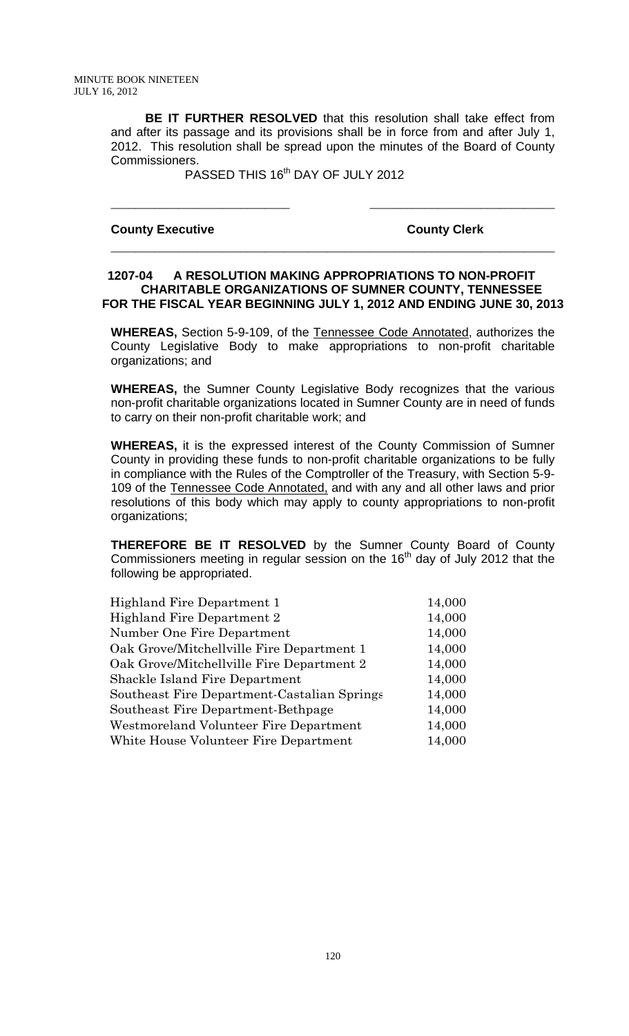**BE IT FURTHER RESOLVED** that this resolution shall take effect from and after its passage and its provisions shall be in force from and after July 1, 2012. This resolution shall be spread upon the minutes of the Board of County Commissioners.

PASSED THIS 16th DAY OF JULY 2012

\_\_\_\_\_\_\_\_\_\_\_\_\_\_\_\_\_\_\_\_\_\_\_\_\_\_\_ \_\_\_\_\_\_\_\_\_\_\_\_\_\_\_\_\_\_\_\_\_\_\_\_\_\_\_

**County Executive** **County Clerk**

---

**1207-04 A RESOLUTION MAKING APPROPRIATIONS TO NON-PROFIT CHARITABLE ORGANIZATIONS OF SUMNER COUNTY, TENNESSEE FOR THE FISCAL YEAR BEGINNING JULY 1, 2012 AND ENDING JUNE 30, 2013**

**WHEREAS,** Section 5-9-109, of the Tennessee Code Annotated, authorizes the County Legislative Body to make appropriations to non-profit charitable organizations; and

**WHEREAS,** the Sumner County Legislative Body recognizes that the various non-profit charitable organizations located in Sumner County are in need of funds to carry on their non-profit charitable work; and

**WHEREAS,** it is the expressed interest of the County Commission of Sumner County in providing these funds to non-profit charitable organizations to be fully in compliance with the Rules of the Comptroller of the Treasury, with Section 5-9-109 of the Tennessee Code Annotated, and with any and all other laws and prior resolutions of this body which may apply to county appropriations to non-profit organizations;

**THEREFORE BE IT RESOLVED** by the Sumner County Board of County Commissioners meeting in regular session on the 16th day of July 2012 that the following be appropriated.

| | |
|---|---|
| Highland Fire Department 1 | 14,000 |
| Highland Fire Department 2 | 14,000 |
| Number One Fire Department | 14,000 |
| Oak Grove/Mitchellville Fire Department 1 | 14,000 |
| Oak Grove/Mitchellville Fire Department 2 | 14,000 |
| Shackle Island Fire Department | 14,000 |
| Southeast Fire Department-Castalian Springs | 14,000 |
| Southeast Fire Department-Bethpage | 14,000 |
| Westmoreland Volunteer Fire Department | 14,000 |
| White House Volunteer Fire Department | 14,000 |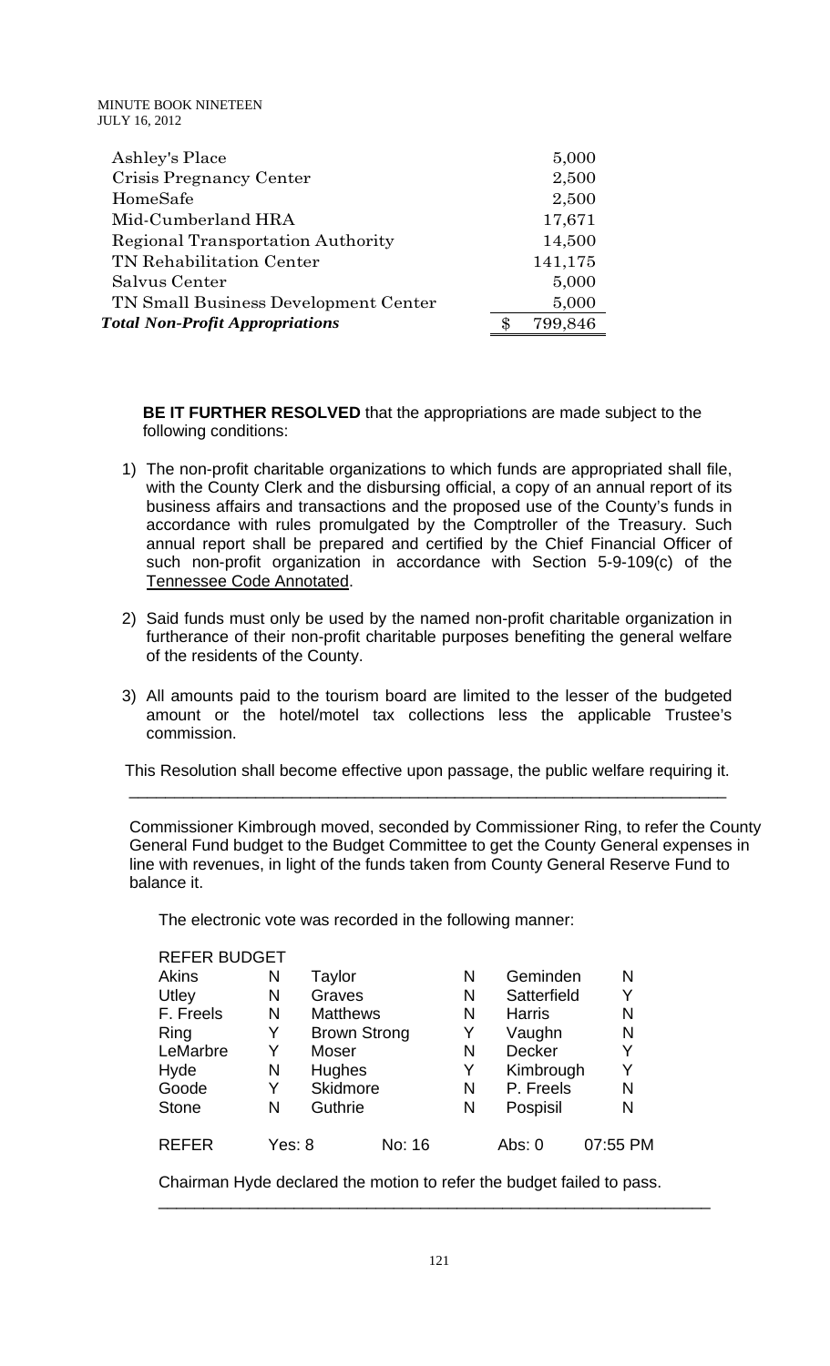| | |
|---|---|
| Ashley's Place | 5,000 |
| Crisis Pregnancy Center | 2,500 |
| HomeSafe | 2,500 |
| Mid-Cumberland HRA | 17,671 |
| Regional Transportation Authority | 14,500 |
| TN Rehabilitation Center | 141,175 |
| Salvus Center | 5,000 |
| TN Small Business Development Center | 5,000 |
| ***Total Non-Profit Appropriations*** | $ 799,846 |

**BE IT FURTHER RESOLVED** that the appropriations are made subject to the following conditions:

1) The non-profit charitable organizations to which funds are appropriated shall file, with the County Clerk and the disbursing official, a copy of an annual report of its business affairs and transactions and the proposed use of the County's funds in accordance with rules promulgated by the Comptroller of the Treasury. Such annual report shall be prepared and certified by the Chief Financial Officer of such non-profit organization in accordance with Section 5-9-109(c) of the Tennessee Code Annotated.

2) Said funds must only be used by the named non-profit charitable organization in furtherance of their non-profit charitable purposes benefiting the general welfare of the residents of the County.

3) All amounts paid to the tourism board are limited to the lesser of the budgeted amount or the hotel/motel tax collections less the applicable Trustee's commission.

This Resolution shall become effective upon passage, the public welfare requiring it.

---

Commissioner Kimbrough moved, seconded by Commissioner Ring, to refer the County General Fund budget to the Budget Committee to get the County General expenses in line with revenues, in light of the funds taken from County General Reserve Fund to balance it.

The electronic vote was recorded in the following manner:

REFER BUDGET

| | | | | | |
|---|---|---|---|---|---|
| Akins | N | Taylor | N | Geminden | N |
| Utley | N | Graves | N | Satterfield | Y |
| F. Freels | N | Matthews | N | Harris | N |
| Ring | Y | Brown Strong | Y | Vaughn | N |
| LeMarbre | Y | Moser | N | Decker | Y |
| Hyde | N | Hughes | Y | Kimbrough | Y |
| Goode | Y | Skidmore | N | P. Freels | N |
| Stone | N | Guthrie | N | Pospisil | N |

REFER Yes: 8 No: 16 Abs: 0 07:55 PM

Chairman Hyde declared the motion to refer the budget failed to pass.

---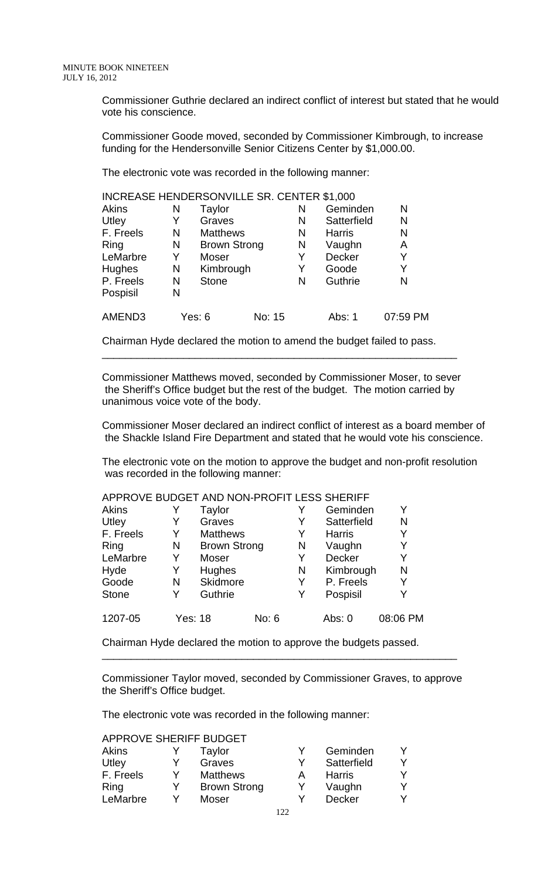Commissioner Guthrie declared an indirect conflict of interest but stated that he would vote his conscience.

Commissioner Goode moved, seconded by Commissioner Kimbrough, to increase funding for the Hendersonville Senior Citizens Center by $1,000.00.

The electronic vote was recorded in the following manner:

INCREASE HENDERSONVILLE SR. CENTER $1,000

| | | | | | |
|---|---|---|---|---|---|
| Akins | N | Taylor | N | Geminden | N |
| Utley | Y | Graves | N | Satterfield | N |
| F. Freels | N | Matthews | N | Harris | N |
| Ring | N | Brown Strong | N | Vaughn | A |
| LeMarbre | Y | Moser | Y | Decker | Y |
| Hughes | N | Kimbrough | Y | Goode | Y |
| P. Freels | N | Stone | N | Guthrie | N |
| Pospisil | N | | | | |

AMEND3 Yes: 6 No: 15 Abs: 1 07:59 PM

Chairman Hyde declared the motion to amend the budget failed to pass.

---

Commissioner Matthews moved, seconded by Commissioner Moser, to sever the Sheriff's Office budget but the rest of the budget. The motion carried by unanimous voice vote of the body.

Commissioner Moser declared an indirect conflict of interest as a board member of the Shackle Island Fire Department and stated that he would vote his conscience.

The electronic vote on the motion to approve the budget and non-profit resolution was recorded in the following manner:

APPROVE BUDGET AND NON-PROFIT LESS SHERIFF

| | | | | | |
|---|---|---|---|---|---|
| Akins | Y | Taylor | Y | Geminden | Y |
| Utley | Y | Graves | Y | Satterfield | N |
| F. Freels | Y | Matthews | Y | Harris | Y |
| Ring | N | Brown Strong | N | Vaughn | Y |
| LeMarbre | Y | Moser | Y | Decker | Y |
| Hyde | Y | Hughes | N | Kimbrough | N |
| Goode | N | Skidmore | Y | P. Freels | Y |
| Stone | Y | Guthrie | Y | Pospisil | Y |

1207-05 Yes: 18 No: 6 Abs: 0 08:06 PM

Chairman Hyde declared the motion to approve the budgets passed.

---

Commissioner Taylor moved, seconded by Commissioner Graves, to approve the Sheriff's Office budget.

The electronic vote was recorded in the following manner:

APPROVE SHERIFF BUDGET

| | | | | | |
|---|---|---|---|---|---|
| Akins | Y | Taylor | Y | Geminden | Y |
| Utley | Y | Graves | Y | Satterfield | Y |
| F. Freels | Y | Matthews | A | Harris | Y |
| Ring | Y | Brown Strong | Y | Vaughn | Y |
| LeMarbre | Y | Moser | Y | Decker | Y |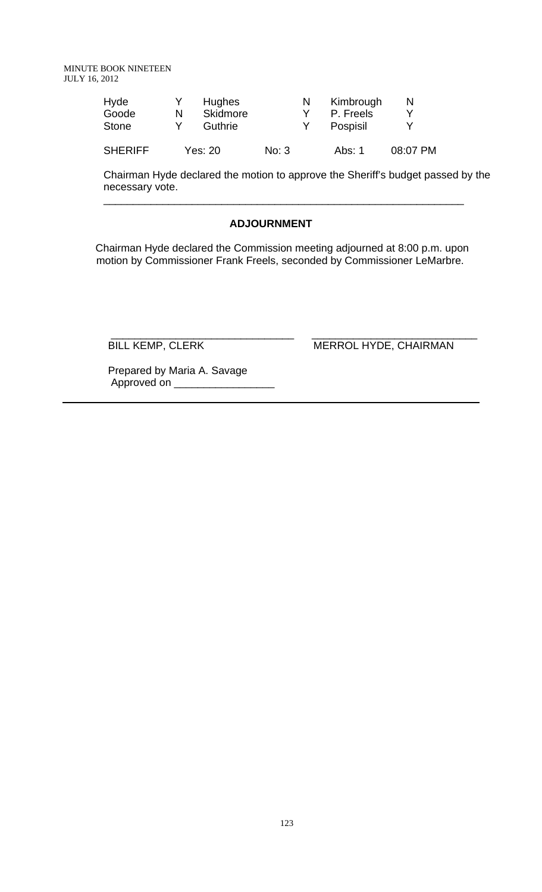| | | | | | |
|---|---|---|---|---|---|
| Hyde | Y | Hughes | N | Kimbrough | N |
| Goode | N | Skidmore | Y | P. Freels | Y |
| Stone | Y | Guthrie | Y | Pospisil | Y |

SHERIFF Yes: 20 No: 3 Abs: 1 08:07 PM

Chairman Hyde declared the motion to approve the Sheriff's budget passed by the necessary vote.

---

**ADJOURNMENT**

Chairman Hyde declared the Commission meeting adjourned at 8:00 p.m. upon motion by Commissioner Frank Freels, seconded by Commissioner LeMarbre.

_______________________________ _____________________________

BILL KEMP, CLERK MERROL HYDE, CHAIRMAN

Prepared by Maria A. Savage
Approved on ________________